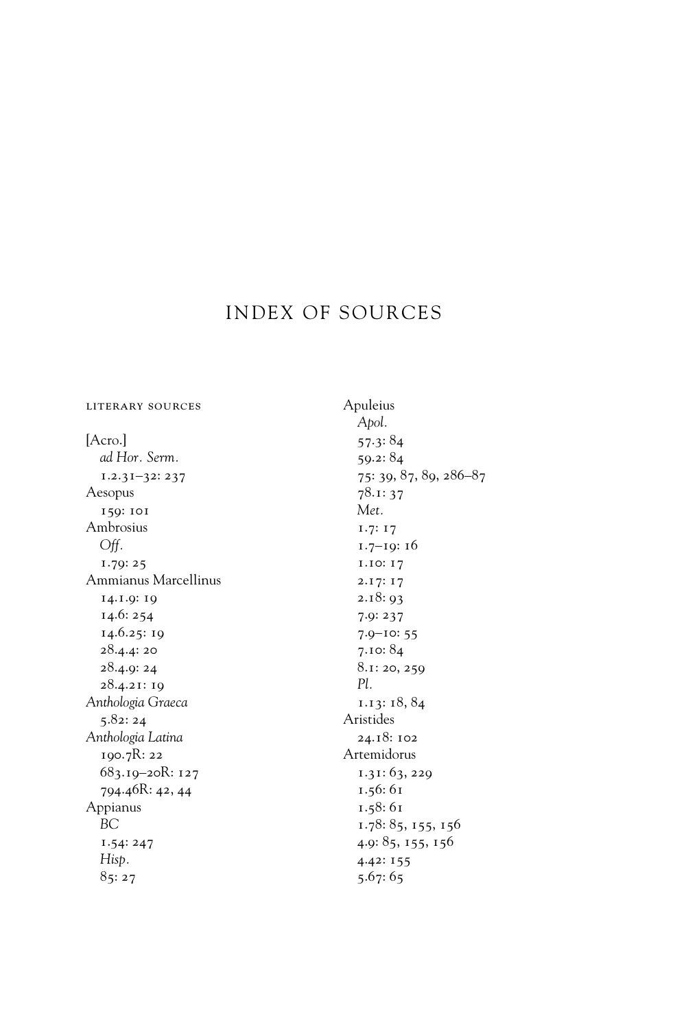# INDEX OF SOURCES

LITERARY SOURCES

[Acro.]
  *ad Hor. Serm.*
  1.2.31–32: 237
Aesopus
  159: 101
Ambrosius
  *Off.*
  1.79: 25
Ammianus Marcellinus
  14.1.9: 19
  14.6: 254
  14.6.25: 19
  28.4.4: 20
  28.4.9: 24
  28.4.21: 19
*Anthologia Graeca*
  5.82: 24
*Anthologia Latina*
  190.7R: 22
  683.19–20R: 127
  794.46R: 42, 44
Appianus
  *BC*
  1.54: 247
  *Hisp.*
  85: 27

Apuleius
  *Apol.*
  57.3: 84
  59.2: 84
  75: 39, 87, 89, 286–87
  78.1: 37
  *Met.*
  1.7: 17
  1.7–19: 16
  1.10: 17
  2.17: 17
  2.18: 93
  7.9: 237
  7.9–10: 55
  7.10: 84
  8.1: 20, 259
  *Pl.*
  1.13: 18, 84
Aristides
  24.18: 102
Artemidorus
  1.31: 63, 229
  1.56: 61
  1.58: 61
  1.78: 85, 155, 156
  4.9: 85, 155, 156
  4.42: 155
  5.67: 65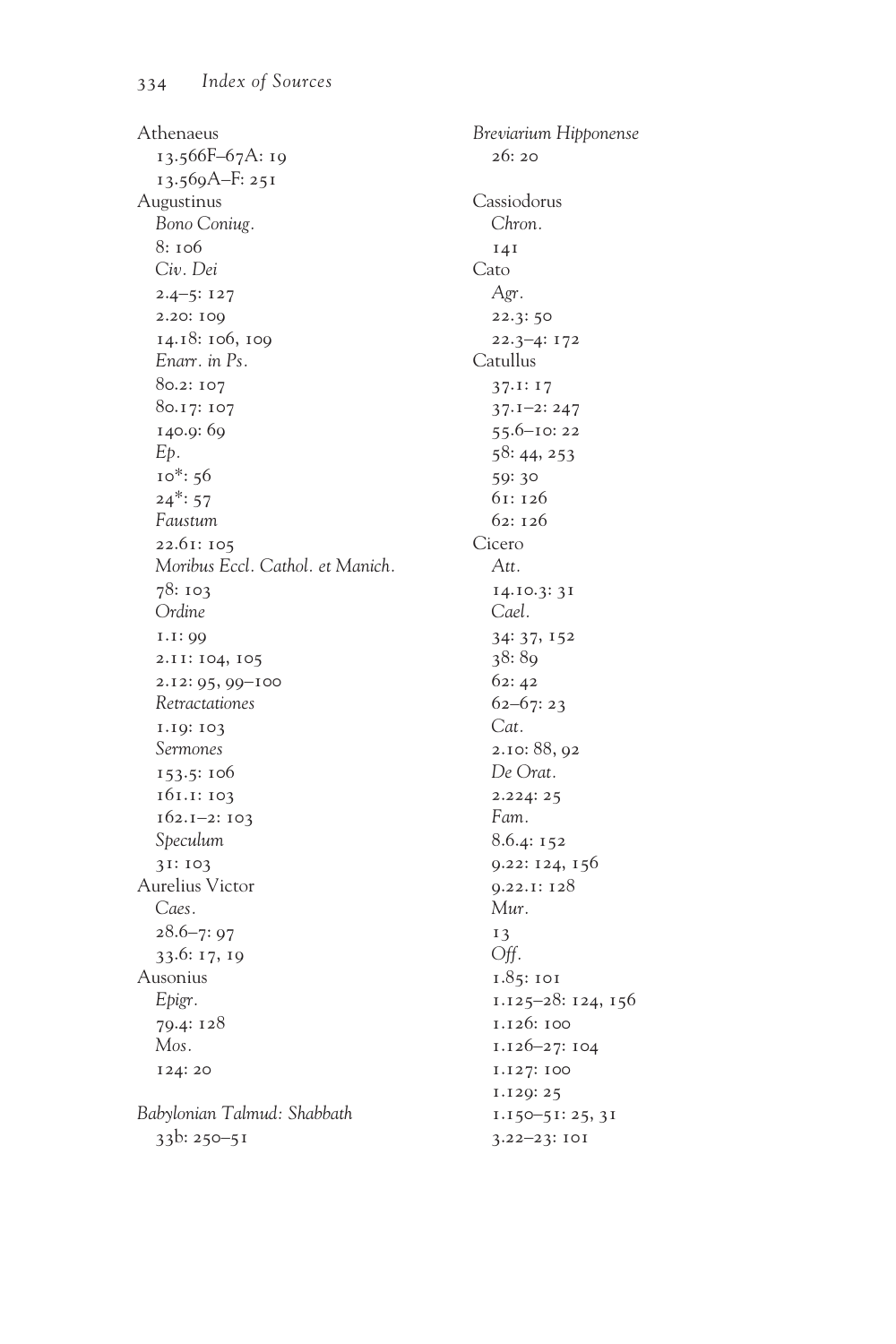Athenaeus
13.566F–67A: 19
13.569A–F: 251
Augustinus
*Bono Coniug.*
8: 106
*Civ. Dei*
2.4–5: 127
2.20: 109
14.18: 106, 109
*Enarr. in Ps.*
80.2: 107
80.17: 107
140.9: 69
*Ep.*
10*: 56
24*: 57
*Faustum*
22.61: 105
*Moribus Eccl. Cathol. et Manich.*
78: 103
*Ordine*
1.1: 99
2.11: 104, 105
2.12: 95, 99–100
*Retractationes*
1.19: 103
*Sermones*
153.5: 106
161.1: 103
162.1–2: 103
*Speculum*
31: 103
Aurelius Victor
*Caes.*
28.6–7: 97
33.6: 17, 19
Ausonius
*Epigr.*
79.4: 128
*Mos.*
124: 20

*Babylonian Talmud: Shabbath*
33b: 250–51

*Breviarium Hipponense*
26: 20

Cassiodorus
*Chron.*
141
Cato
*Agr.*
22.3: 50
22.3–4: 172
Catullus
37.1: 17
37.1–2: 247
55.6–10: 22
58: 44, 253
59: 30
61: 126
62: 126
Cicero
*Att.*
14.10.3: 31
*Cael.*
34: 37, 152
38: 89
62: 42
62–67: 23
*Cat.*
2.10: 88, 92
*De Orat.*
2.224: 25
*Fam.*
8.6.4: 152
9.22: 124, 156
9.22.1: 128
*Mur.*
13
*Off.*
1.85: 101
1.125–28: 124, 156
1.126: 100
1.126–27: 104
1.127: 100
1.129: 25
1.150–51: 25, 31
3.22–23: 101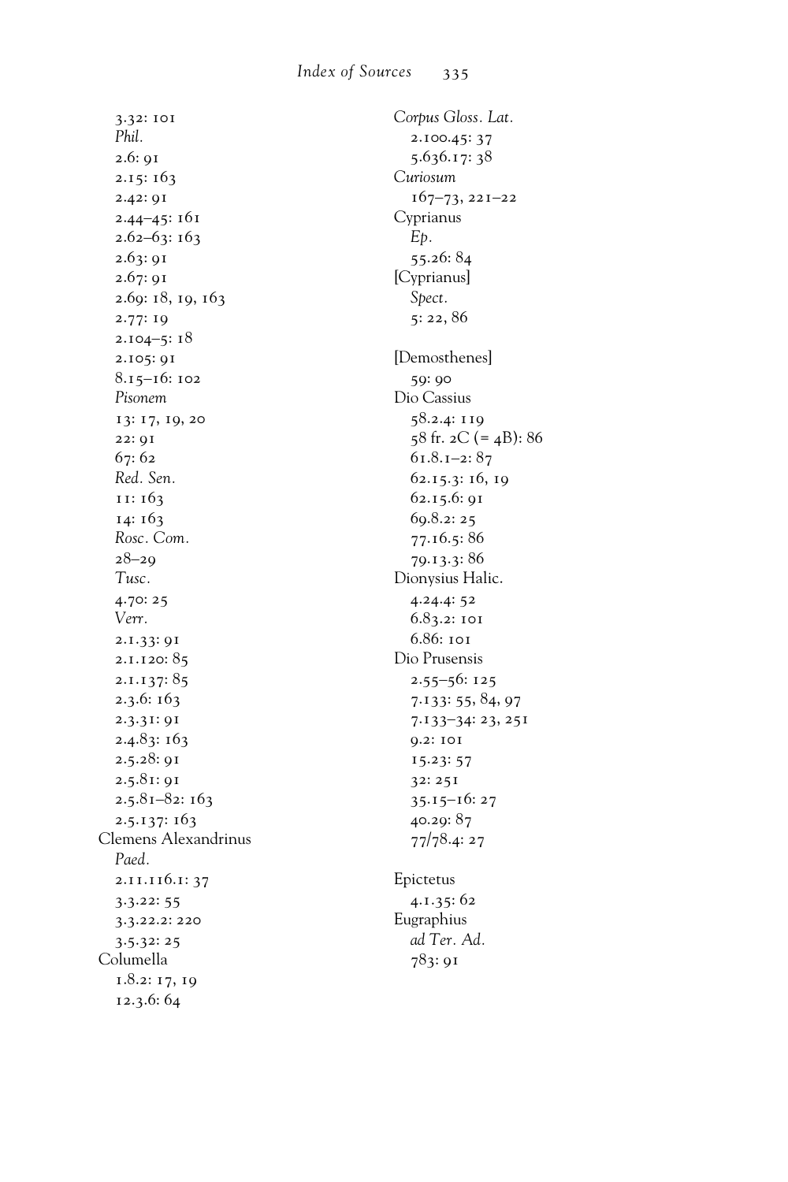3.32: 101
*Phil.*
2.6: 91
2.15: 163
2.42: 91
2.44–45: 161
2.62–63: 163
2.63: 91
2.67: 91
2.69: 18, 19, 163
2.77: 19
2.104–5: 18
2.105: 91
8.15–16: 102
*Pisonem*
13: 17, 19, 20
22: 91
67: 62
*Red. Sen.*
11: 163
14: 163
*Rosc. Com.*
28–29
*Tusc.*
4.70: 25
*Verr.*
2.1.33: 91
2.1.120: 85
2.1.137: 85
2.3.6: 163
2.3.31: 91
2.4.83: 163
2.5.28: 91
2.5.81: 91
2.5.81–82: 163
2.5.137: 163

Clemens Alexandrinus
*Paed.*
2.11.116.1: 37
3.3.22: 55
3.3.22.2: 220
3.5.32: 25

Columella
1.8.2: 17, 19
12.3.6: 64

*Corpus Gloss. Lat.*
2.100.45: 37
5.636.17: 38

*Curiosum*
167–73, 221–22

Cyprianus
*Ep.*
55.26: 84

[Cyprianus]
*Spect.*
5: 22, 86

[Demosthenes]
59: 90

Dio Cassius
58.2.4: 119
58 fr. 2C (= 4B): 86
61.8.1–2: 87
62.15.3: 16, 19
62.15.6: 91
69.8.2: 25
77.16.5: 86
79.13.3: 86

Dionysius Halic.
4.24.4: 52
6.83.2: 101
6.86: 101

Dio Prusensis
2.55–56: 125
7.133: 55, 84, 97
7.133–34: 23, 251
9.2: 101
15.23: 57
32: 251
35.15–16: 27
40.29: 87
77/78.4: 27

Epictetus
4.1.35: 62

Eugraphius
*ad Ter. Ad.*
783: 91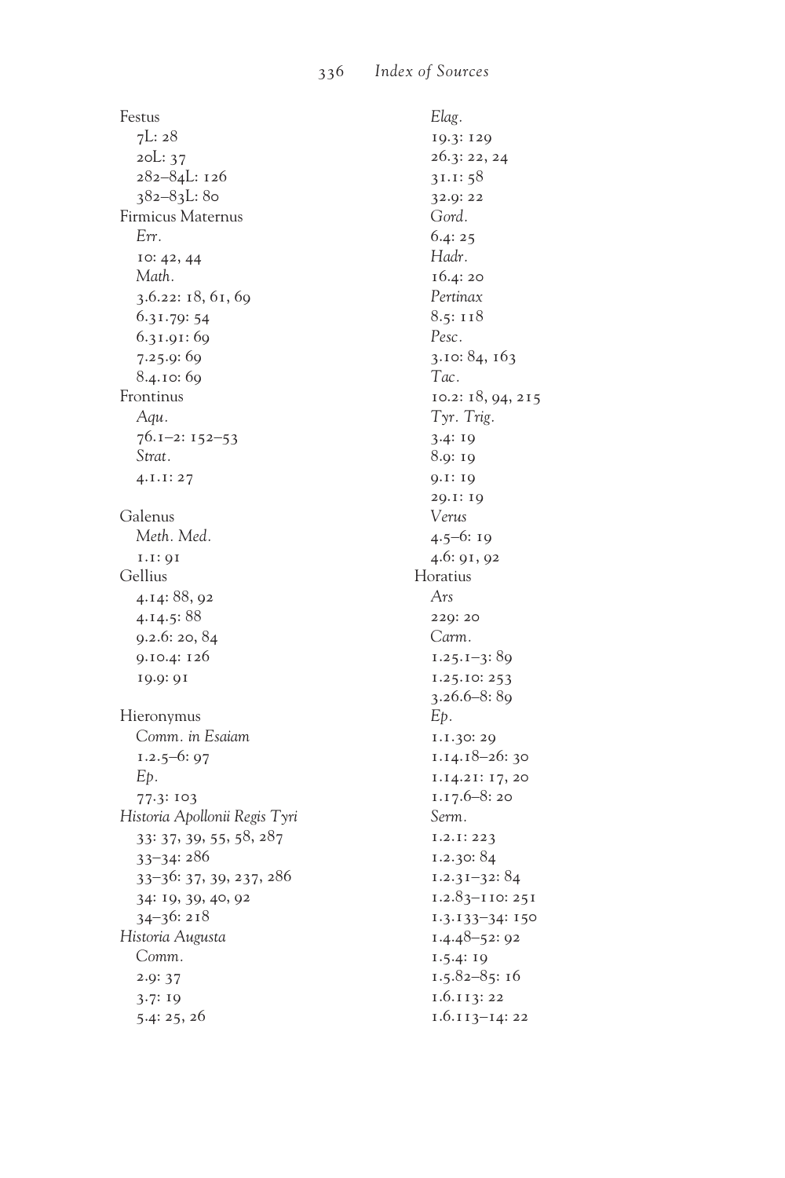Festus
7L: 28
20L: 37
282–84L: 126
382–83L: 80
Firmicus Maternus
*Err.*
10: 42, 44
*Math.*
3.6.22: 18, 61, 69
6.31.79: 54
6.31.91: 69
7.25.9: 69
8.4.10: 69
Frontinus
*Aqu.*
76.1–2: 152–53
*Strat.*
4.1.1: 27

Galenus
*Meth. Med.*
1.1: 91
Gellius
4.14: 88, 92
4.14.5: 88
9.2.6: 20, 84
9.10.4: 126
19.9: 91

Hieronymus
*Comm. in Esaiam*
1.2.5–6: 97
*Ep.*
77.3: 103
*Historia Apollonii Regis Tyri*
33: 37, 39, 55, 58, 287
33–34: 286
33–36: 37, 39, 237, 286
34: 19, 39, 40, 92
34–36: 218
*Historia Augusta*
*Comm.*
2.9: 37
3.7: 19
5.4: 25, 26
*Elag.*
19.3: 129
26.3: 22, 24
31.1: 58
32.9: 22
*Gord.*
6.4: 25
*Hadr.*
16.4: 20
*Pertinax*
8.5: 118
*Pesc.*
3.10: 84, 163
*Tac.*
10.2: 18, 94, 215
*Tyr. Trig.*
3.4: 19
8.9: 19
9.1: 19
29.1: 19
*Verus*
4.5–6: 19
4.6: 91, 92
Horatius
*Ars*
229: 20
*Carm.*
1.25.1–3: 89
1.25.10: 253
3.26.6–8: 89
*Ep.*
1.1.30: 29
1.14.18–26: 30
1.14.21: 17, 20
1.17.6–8: 20
*Serm.*
1.2.1: 223
1.2.30: 84
1.2.31–32: 84
1.2.83–110: 251
1.3.133–34: 150
1.4.48–52: 92
1.5.4: 19
1.5.82–85: 16
1.6.113: 22
1.6.113–14: 22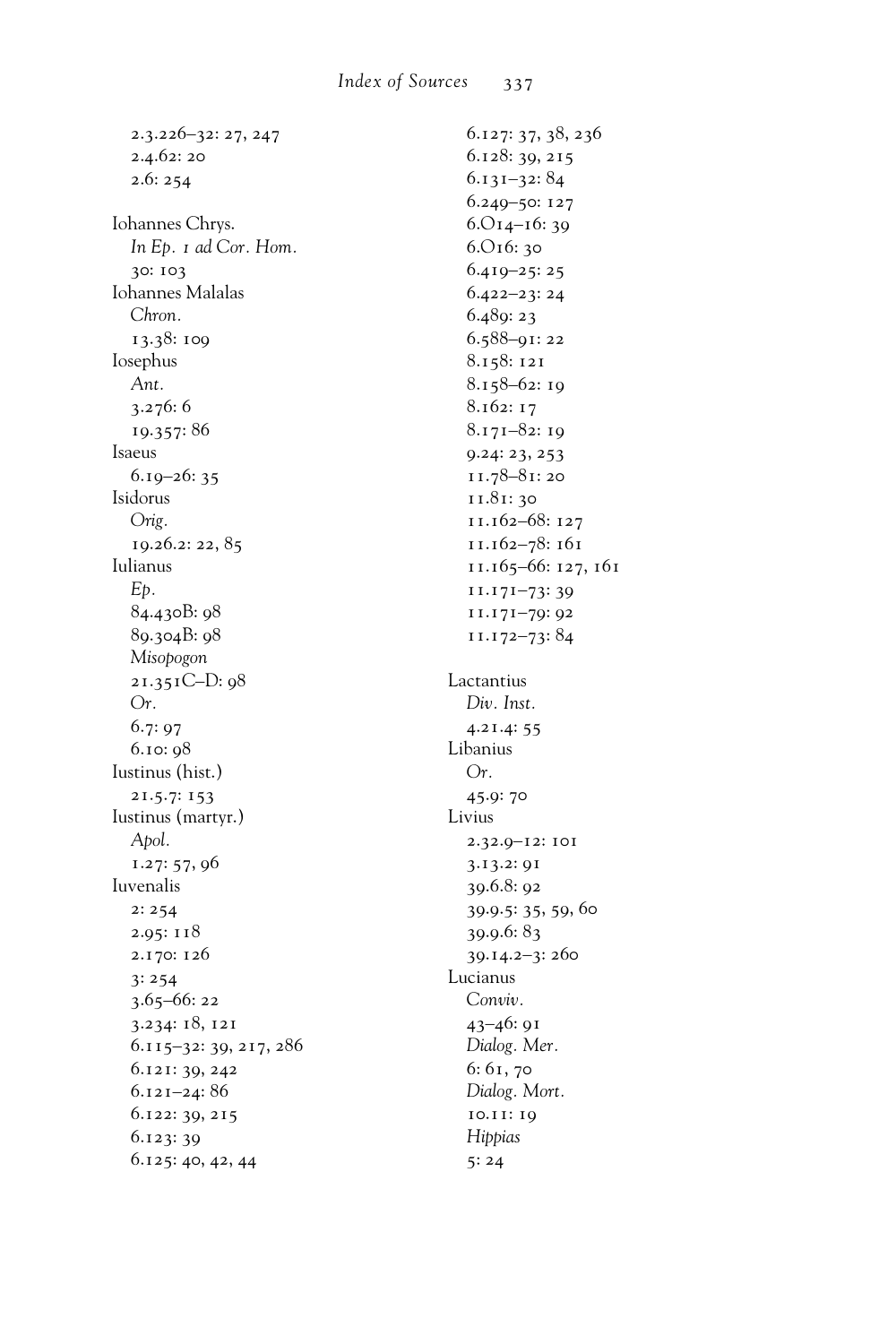2.3.226–32: 27, 247
2.4.62: 20
2.6: 254

Iohannes Chrys.
*In Ep. 1 ad Cor. Hom.*
30: 103
Iohannes Malalas
*Chron.*
13.38: 109
Iosephus
*Ant.*
3.276: 6
19.357: 86
Isaeus
6.19–26: 35
Isidorus
*Orig.*
19.26.2: 22, 85
Iulianus
*Ep.*
84.430B: 98
89.304B: 98
*Misopogon*
21.351C–D: 98
*Or.*
6.7: 97
6.10: 98
Iustinus (hist.)
21.5.7: 153
Iustinus (martyr.)
*Apol.*
1.27: 57, 96
Iuvenalis
2: 254
2.95: 118
2.170: 126
3: 254
3.65–66: 22
3.234: 18, 121
6.115–32: 39, 217, 286
6.121: 39, 242
6.121–24: 86
6.122: 39, 215
6.123: 39
6.125: 40, 42, 44
6.127: 37, 38, 236
6.128: 39, 215
6.131–32: 84
6.249–50: 127
6.O14–16: 39
6.O16: 30
6.419–25: 25
6.422–23: 24
6.489: 23
6.588–91: 22
8.158: 121
8.158–62: 19
8.162: 17
8.171–82: 19
9.24: 23, 253
11.78–81: 20
11.81: 30
11.162–68: 127
11.162–78: 161
11.165–66: 127, 161
11.171–73: 39
11.171–79: 92
11.172–73: 84

Lactantius
*Div. Inst.*
4.21.4: 55
Libanius
*Or.*
45.9: 70
Livius
2.32.9–12: 101
3.13.2: 91
39.6.8: 92
39.9.5: 35, 59, 60
39.9.6: 83
39.14.2–3: 260
Lucianus
*Conviv.*
43–46: 91
*Dialog. Mer.*
6: 61, 70
*Dialog. Mort.*
10.11: 19
*Hippias*
5: 24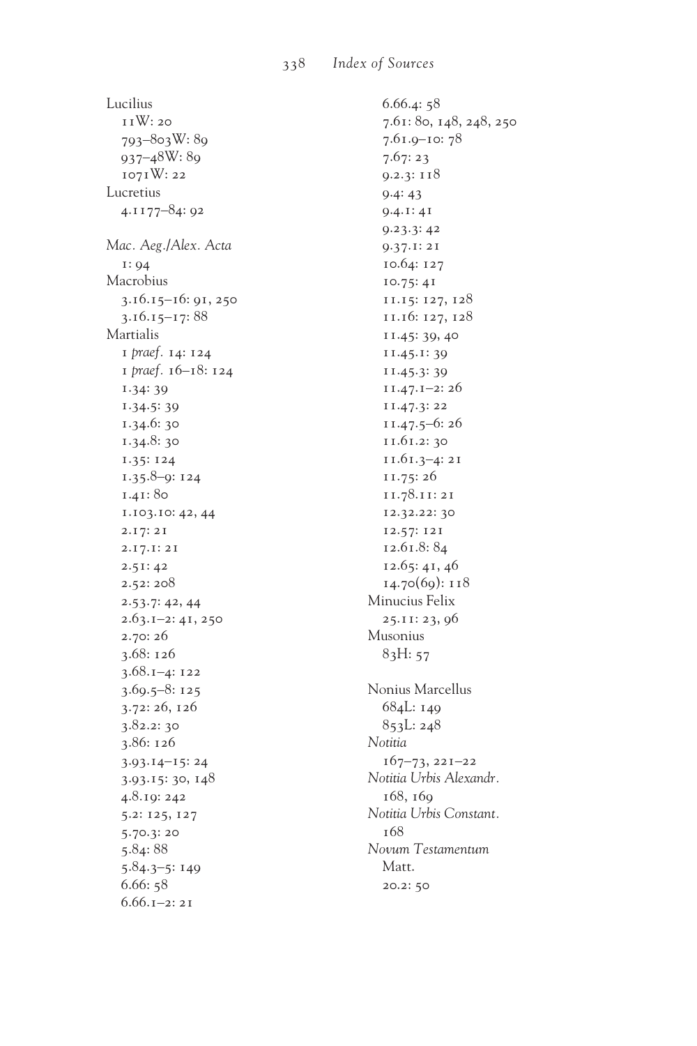Lucilius
  11W: 20
  793–803W: 89
  937–48W: 89
  1071W: 22
Lucretius
  4.1177–84: 92

*Mac. Aeg./Alex. Acta*
  1: 94
Macrobius
  3.16.15–16: 91, 250
  3.16.15–17: 88
Martialis
  1 *praef.* 14: 124
  1 *praef.* 16–18: 124
  1.34: 39
  1.34.5: 39
  1.34.6: 30
  1.34.8: 30
  1.35: 124
  1.35.8–9: 124
  1.41: 80
  1.103.10: 42, 44
  2.17: 21
  2.17.1: 21
  2.51: 42
  2.52: 208
  2.53.7: 42, 44
  2.63.1–2: 41, 250
  2.70: 26
  3.68: 126
  3.68.1–4: 122
  3.69.5–8: 125
  3.72: 26, 126
  3.82.2: 30
  3.86: 126
  3.93.14–15: 24
  3.93.15: 30, 148
  4.8.19: 242
  5.2: 125, 127
  5.70.3: 20
  5.84: 88
  5.84.3–5: 149
  6.66: 58
  6.66.1–2: 21
  6.66.4: 58
  7.61: 80, 148, 248, 250
  7.61.9–10: 78
  7.67: 23
  9.2.3: 118
  9.4: 43
  9.4.1: 41
  9.23.3: 42
  9.37.1: 21
  10.64: 127
  10.75: 41
  11.15: 127, 128
  11.16: 127, 128
  11.45: 39, 40
  11.45.1: 39
  11.45.3: 39
  11.47.1–2: 26
  11.47.3: 22
  11.47.5–6: 26
  11.61.2: 30
  11.61.3–4: 21
  11.75: 26
  11.78.11: 21
  12.32.22: 30
  12.57: 121
  12.61.8: 84
  12.65: 41, 46
  14.70(69): 118
Minucius Felix
  25.11: 23, 96
Musonius
  83H: 57

Nonius Marcellus
  684L: 149
  853L: 248
*Notitia*
  167–73, 221–22
*Notitia Urbis Alexandr.*
  168, 169
*Notitia Urbis Constant.*
  168
*Novum Testamentum*
  Matt.
  20.2: 50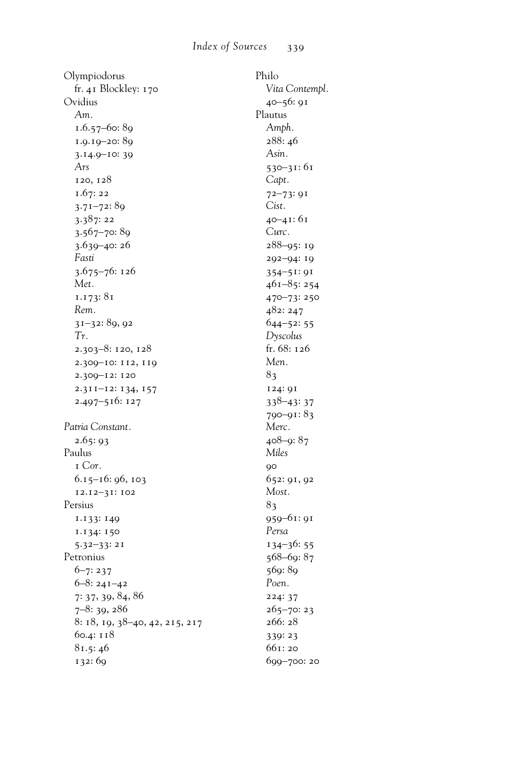Olympiodorus
  fr. 41 Blockley: 170
Ovidius
  *Am.*
  1.6.57–60: 89
  1.9.19–20: 89
  3.14.9–10: 39
  *Ars*
  120, 128
  1.67: 22
  3.71–72: 89
  3.387: 22
  3.567–70: 89
  3.639–40: 26
  *Fasti*
  3.675–76: 126
  *Met.*
  1.173: 81
  *Rem.*
  31–32: 89, 92
  *Tr.*
  2.303–8: 120, 128
  2.309–10: 112, 119
  2.309–12: 120
  2.311–12: 134, 157
  2.497–516: 127

*Patria Constant.*
  2.65: 93
Paulus
  1 *Cor.*
  6.15–16: 96, 103
  12.12–31: 102
Persius
  1.133: 149
  1.134: 150
  5.32–33: 21
Petronius
  6–7: 237
  6–8: 241–42
  7: 37, 39, 84, 86
  7–8: 39, 286
  8: 18, 19, 38–40, 42, 215, 217
  60.4: 118
  81.5: 46
  132: 69

Philo
  *Vita Contempl.*
  40–56: 91
Plautus
  *Amph.*
  288: 46
  *Asin.*
  530–31: 61
  *Capt.*
  72–73: 91
  *Cist.*
  40–41: 61
  *Curc.*
  288–95: 19
  292–94: 19
  354–51: 91
  461–85: 254
  470–73: 250
  482: 247
  644–52: 55
  *Dyscolus*
  fr. 68: 126
  *Men.*
  83
  124: 91
  338–43: 37
  790–91: 83
  *Merc.*
  408–9: 87
  *Miles*
  90
  652: 91, 92
  *Most.*
  83
  959–61: 91
  *Persa*
  134–36: 55
  568–69: 87
  569: 89
  *Poen.*
  224: 37
  265–70: 23
  266: 28
  339: 23
  661: 20
  699–700: 20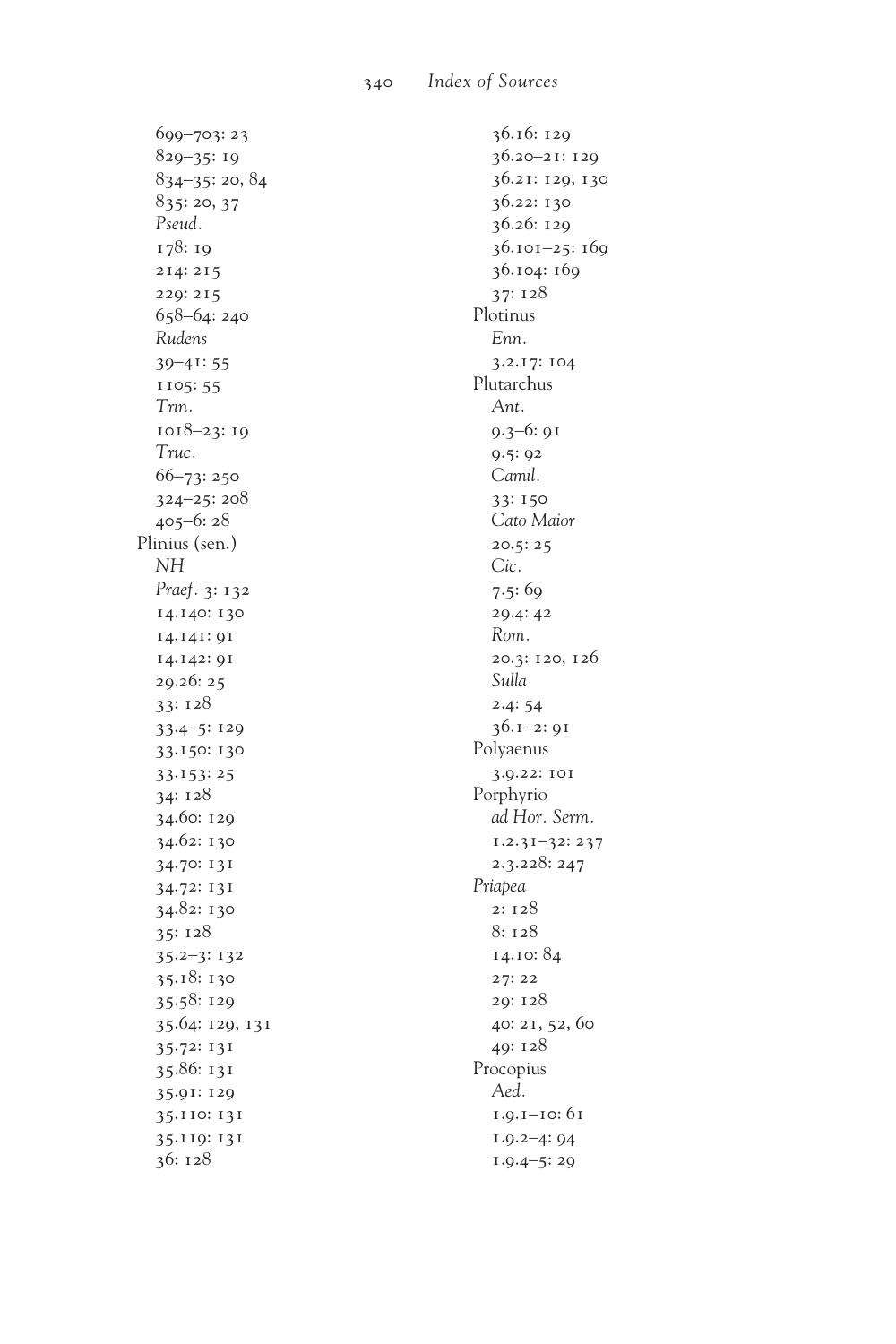699–703: 23
829–35: 19
834–35: 20, 84
835: 20, 37
*Pseud.*
178: 19
214: 215
229: 215
658–64: 240
*Rudens*
39–41: 55
1105: 55
*Trin.*
1018–23: 19
*Truc.*
66–73: 250
324–25: 208
405–6: 28

Plinius (sen.)
*NH*
*Praef.* 3: 132
14.140: 130
14.141: 91
14.142: 91
29.26: 25
33: 128
33.4–5: 129
33.150: 130
33.153: 25
34: 128
34.60: 129
34.62: 130
34.70: 131
34.72: 131
34.82: 130
35: 128
35.2–3: 132
35.18: 130
35.58: 129
35.64: 129, 131
35.72: 131
35.86: 131
35.91: 129
35.110: 131
35.119: 131
36: 128
36.16: 129
36.20–21: 129
36.21: 129, 130
36.22: 130
36.26: 129
36.101–25: 169
36.104: 169
37: 128

Plotinus
*Enn.*
3.2.17: 104

Plutarchus
*Ant.*
9.3–6: 91
9.5: 92
*Camil.*
33: 150
*Cato Maior*
20.5: 25
*Cic.*
7.5: 69
29.4: 42
*Rom.*
20.3: 120, 126
*Sulla*
2.4: 54
36.1–2: 91

Polyaenus
3.9.22: 101

Porphyrio
*ad Hor. Serm.*
1.2.31–32: 237
2.3.228: 247

*Priapea*
2: 128
8: 128
14.10: 84
27: 22
29: 128
40: 21, 52, 60
49: 128

Procopius
*Aed.*
1.9.1–10: 61
1.9.2–4: 94
1.9.4–5: 29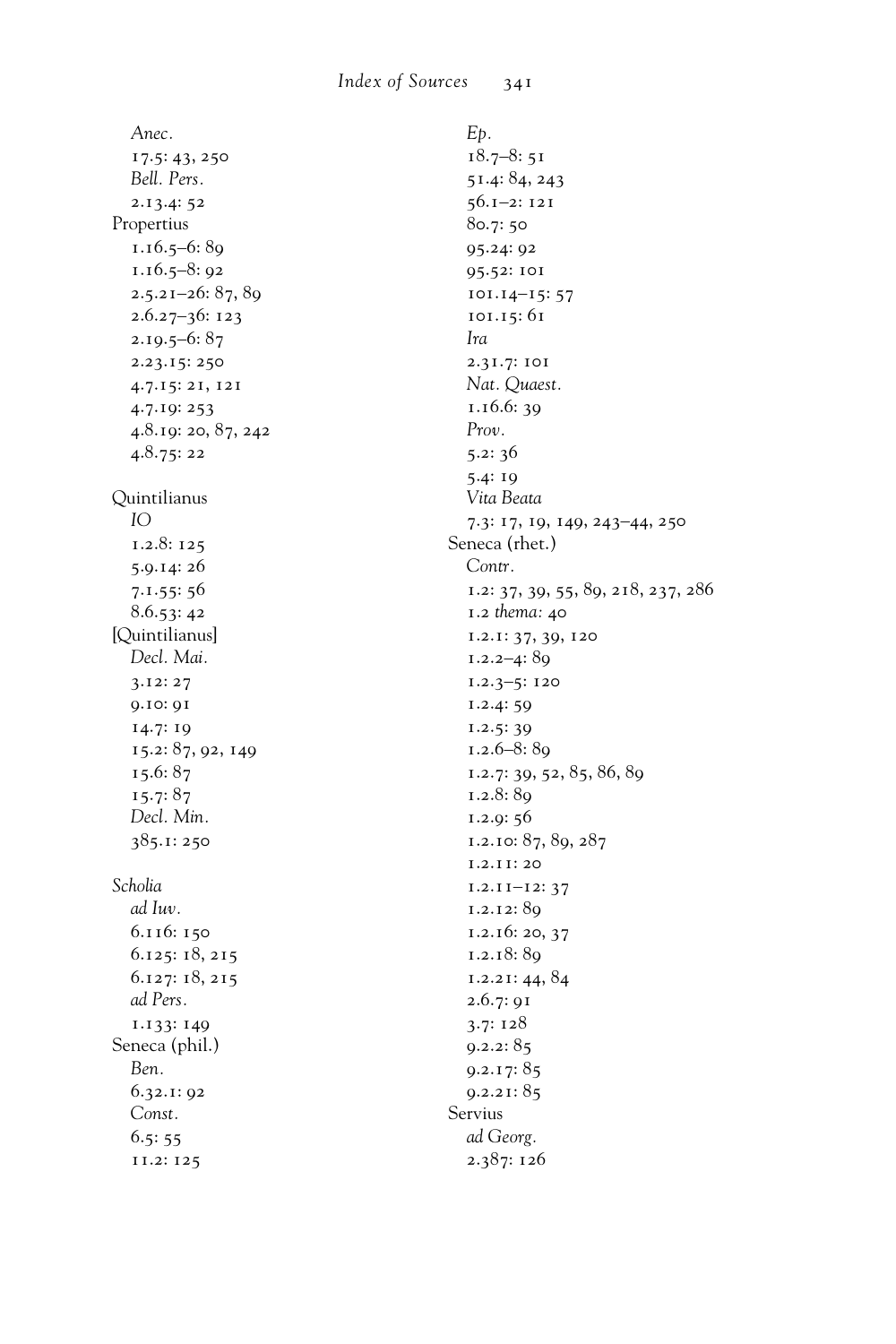*Anec.*
17.5: 43, 250
*Bell. Pers.*
2.13.4: 52

Propertius
1.16.5–6: 89
1.16.5–8: 92
2.5.21–26: 87, 89
2.6.27–36: 123
2.19.5–6: 87
2.23.15: 250
4.7.15: 21, 121
4.7.19: 253
4.8.19: 20, 87, 242
4.8.75: 22

Quintilianus
*IO*
1.2.8: 125
5.9.14: 26
7.1.55: 56
8.6.53: 42

[Quintilianus]
*Decl. Mai.*
3.12: 27
9.10: 91
14.7: 19
15.2: 87, 92, 149
15.6: 87
15.7: 87
*Decl. Min.*
385.1: 250

*Scholia*
*ad Iuv.*
6.116: 150
6.125: 18, 215
6.127: 18, 215
*ad Pers.*
1.133: 149

Seneca (phil.)
*Ben.*
6.32.1: 92
*Const.*
6.5: 55
11.2: 125
*Ep.*
18.7–8: 51
51.4: 84, 243
56.1–2: 121
80.7: 50
95.24: 92
95.52: 101
101.14–15: 57
101.15: 61
*Ira*
2.31.7: 101
*Nat. Quaest.*
1.16.6: 39
*Prov.*
5.2: 36
5.4: 19
*Vita Beata*
7.3: 17, 19, 149, 243–44, 250

Seneca (rhet.)
*Contr.*
1.2: 37, 39, 55, 89, 218, 237, 286
1.2 *thema:* 40
1.2.1: 37, 39, 120
1.2.2–4: 89
1.2.3–5: 120
1.2.4: 59
1.2.5: 39
1.2.6–8: 89
1.2.7: 39, 52, 85, 86, 89
1.2.8: 89
1.2.9: 56
1.2.10: 87, 89, 287
1.2.11: 20
1.2.11–12: 37
1.2.12: 89
1.2.16: 20, 37
1.2.18: 89
1.2.21: 44, 84
2.6.7: 91
3.7: 128
9.2.2: 85
9.2.17: 85
9.2.21: 85

Servius
*ad Georg.*
2.387: 126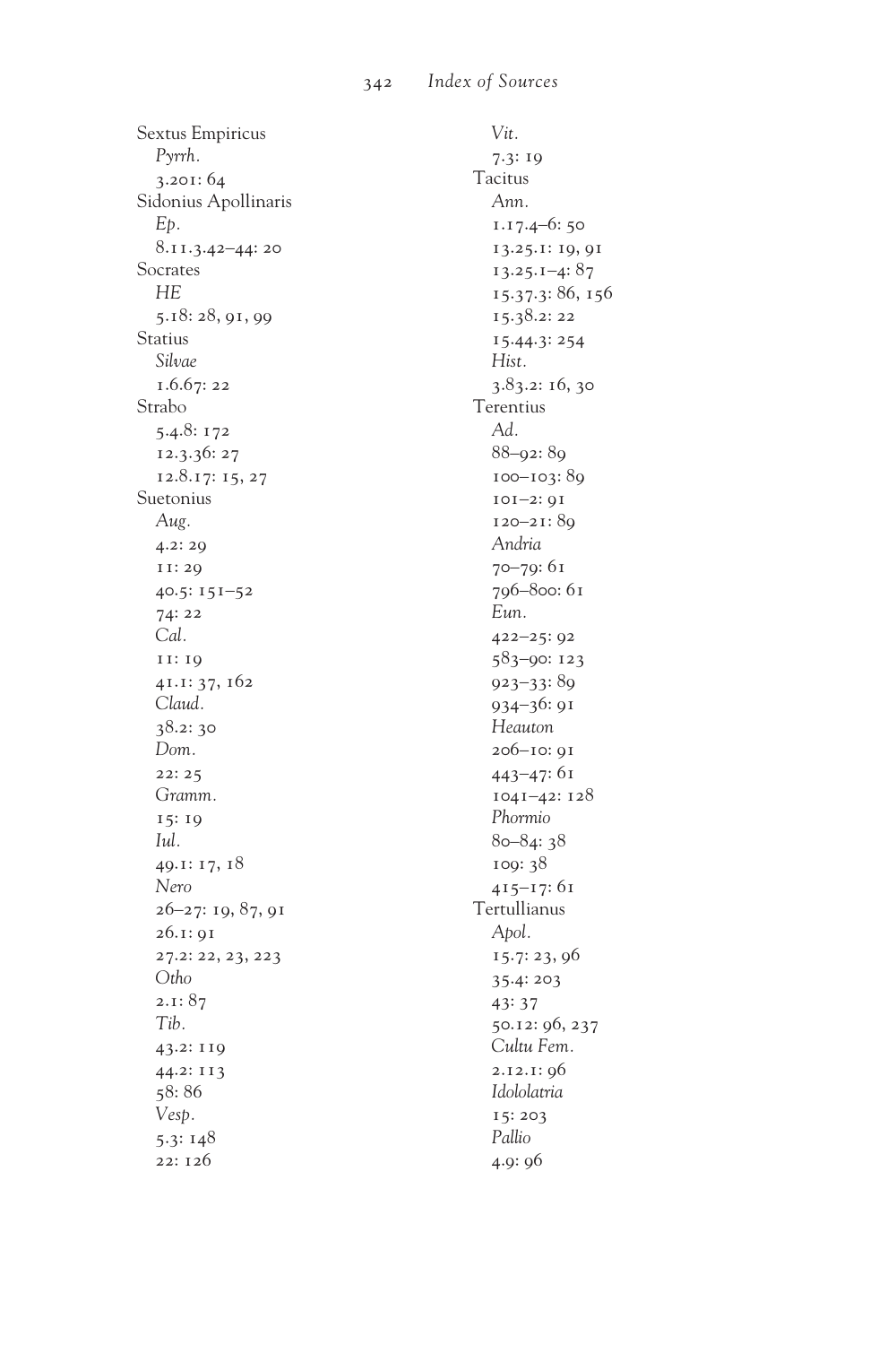Sextus Empiricus
*Pyrrh.*
3.201: 64
Sidonius Apollinaris
*Ep.*
8.11.3.42–44: 20
Socrates
*HE*
5.18: 28, 91, 99
Statius
*Silvae*
1.6.67: 22
Strabo
5.4.8: 172
12.3.36: 27
12.8.17: 15, 27
Suetonius
*Aug.*
4.2: 29
11: 29
40.5: 151–52
74: 22
*Cal.*
11: 19
41.1: 37, 162
*Claud.*
38.2: 30
*Dom.*
22: 25
*Gramm.*
15: 19
*Iul.*
49.1: 17, 18
*Nero*
26–27: 19, 87, 91
26.1: 91
27.2: 22, 23, 223
*Otho*
2.1: 87
*Tib.*
43.2: 119
44.2: 113
58: 86
*Vesp.*
5.3: 148
22: 126
*Vit.*
7.3: 19
Tacitus
*Ann.*
1.17.4–6: 50
13.25.1: 19, 91
13.25.1–4: 87
15.37.3: 86, 156
15.38.2: 22
15.44.3: 254
*Hist.*
3.83.2: 16, 30
Terentius
*Ad.*
88–92: 89
100–103: 89
101–2: 91
120–21: 89
*Andria*
70–79: 61
796–800: 61
*Eun.*
422–25: 92
583–90: 123
923–33: 89
934–36: 91
*Heauton*
206–10: 91
443–47: 61
1041–42: 128
*Phormio*
80–84: 38
109: 38
415–17: 61
Tertullianus
*Apol.*
15.7: 23, 96
35.4: 203
43: 37
50.12: 96, 237
*Cultu Fem.*
2.12.1: 96
*Idololatria*
15: 203
*Pallio*
4.9: 96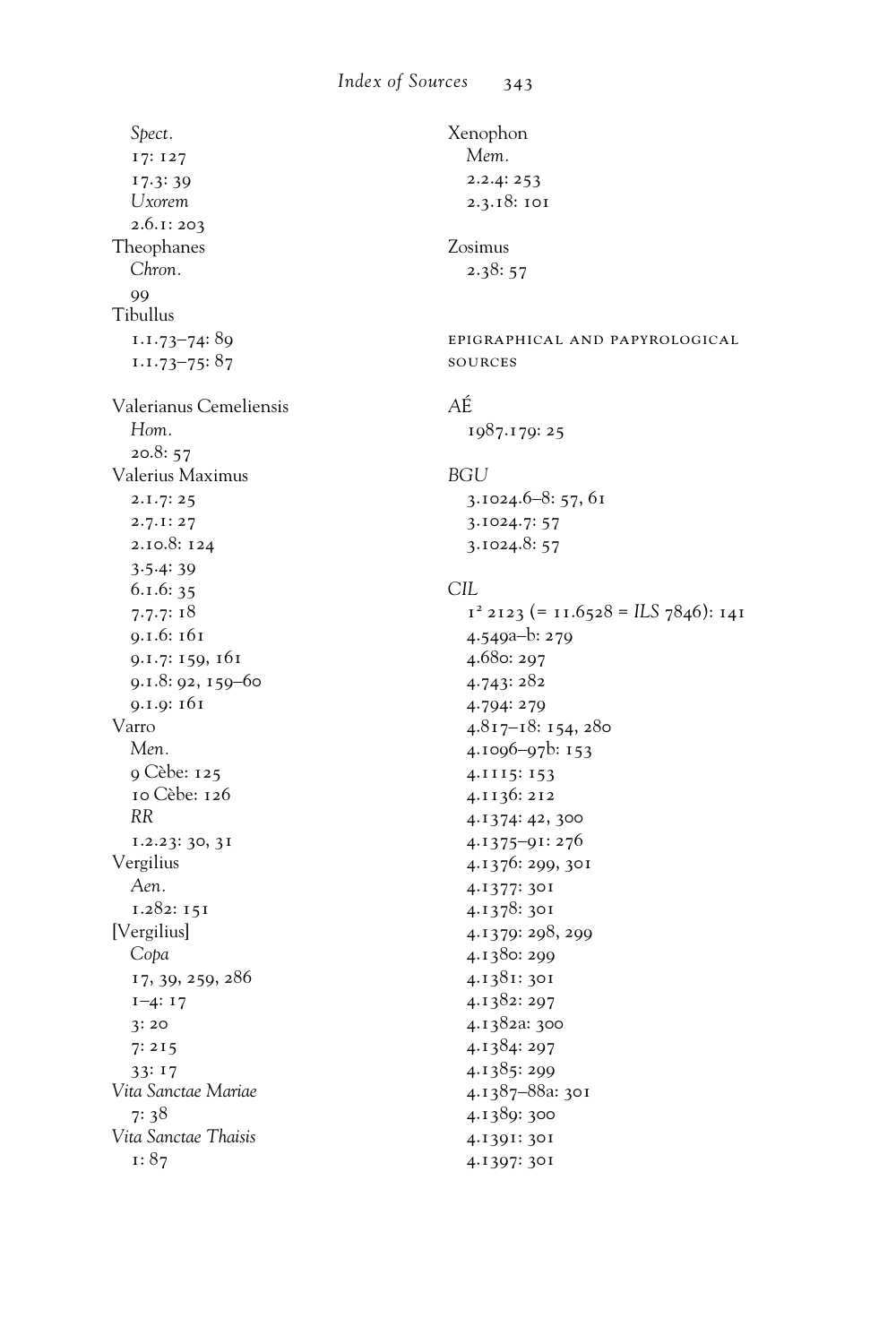*Spect.*
17: 127
17.3: 39
*Uxorem*
2.6.1: 203
Theophanes
*Chron.*
99
Tibullus
1.1.73–74: 89
1.1.73–75: 87

Valerianus Cemeliensis
*Hom.*
20.8: 57
Valerius Maximus
2.1.7: 25
2.7.1: 27
2.10.8: 124
3.5.4: 39
6.1.6: 35
7.7.7: 18
9.1.6: 161
9.1.7: 159, 161
9.1.8: 92, 159–60
9.1.9: 161
Varro
*Men.*
9 Cèbe: 125
10 Cèbe: 126
*RR*
1.2.23: 30, 31
Vergilius
*Aen.*
1.282: 151
[Vergilius]
*Copa*
17, 39, 259, 286
1–4: 17
3: 20
7: 215
33: 17
*Vita Sanctae Mariae*
7: 38
*Vita Sanctae Thaisis*
1: 87

Xenophon
*Mem.*
2.2.4: 253
2.3.18: 101

Zosimus
2.38: 57

## EPIGRAPHICAL AND PAPYROLOGICAL SOURCES

*AÉ*
1987.179: 25

*BGU*
3.1024.6–8: 57, 61
3.1024.7: 57
3.1024.8: 57

*CIL*
$1^2$ 2123 (= 11.6528 = *ILS* 7846): 141
4.549a–b: 279
4.680: 297
4.743: 282
4.794: 279
4.817–18: 154, 280
4.1096–97b: 153
4.1115: 153
4.1136: 212
4.1374: 42, 300
4.1375–91: 276
4.1376: 299, 301
4.1377: 301
4.1378: 301
4.1379: 298, 299
4.1380: 299
4.1381: 301
4.1382: 297
4.1382a: 300
4.1384: 297
4.1385: 299
4.1387–88a: 301
4.1389: 300
4.1391: 301
4.1397: 301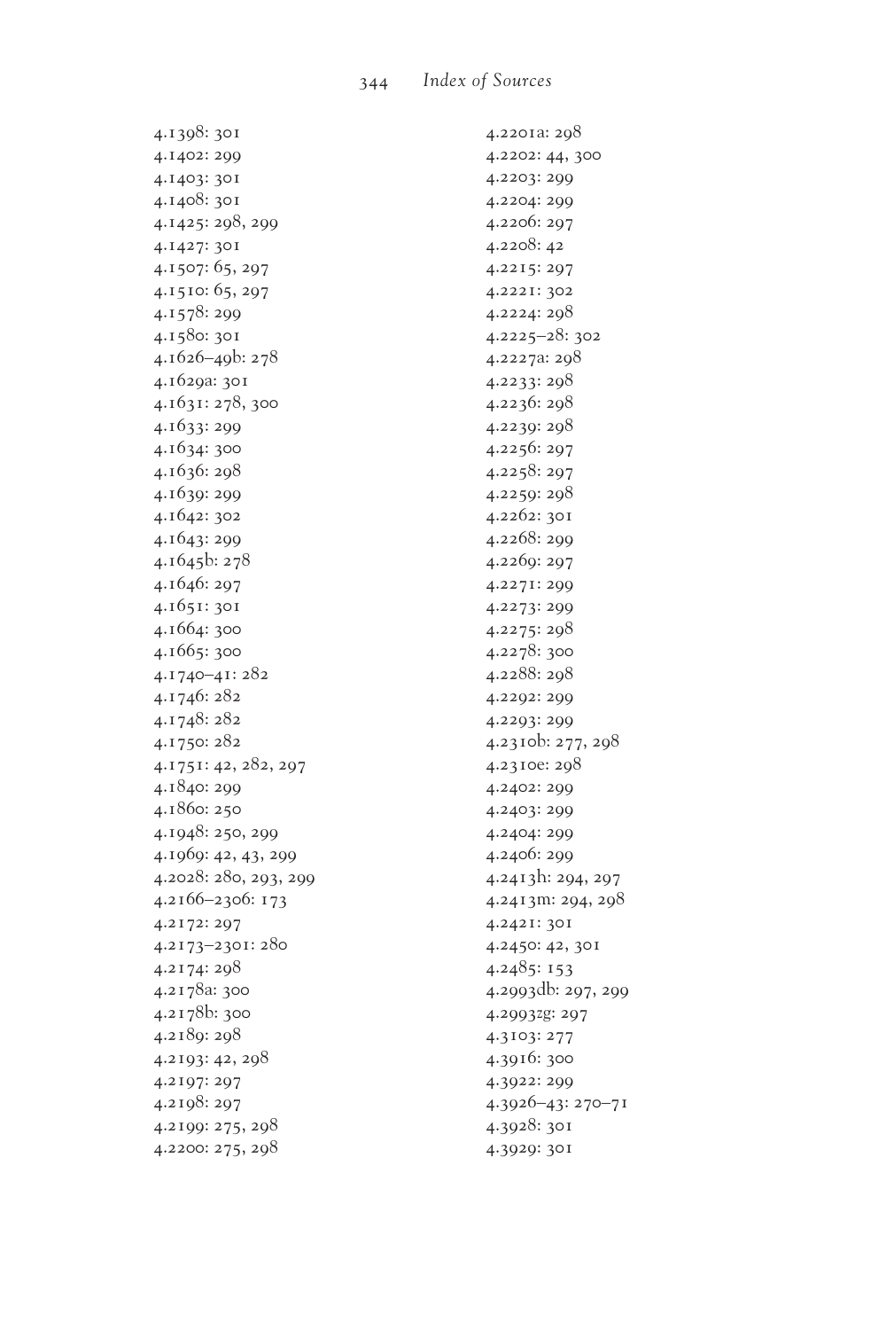4.1398: 301
4.1402: 299
4.1403: 301
4.1408: 301
4.1425: 298, 299
4.1427: 301
4.1507: 65, 297
4.1510: 65, 297
4.1578: 299
4.1580: 301
4.1626–49b: 278
4.1629a: 301
4.1631: 278, 300
4.1633: 299
4.1634: 300
4.1636: 298
4.1639: 299
4.1642: 302
4.1643: 299
4.1645b: 278
4.1646: 297
4.1651: 301
4.1664: 300
4.1665: 300
4.1740–41: 282
4.1746: 282
4.1748: 282
4.1750: 282
4.1751: 42, 282, 297
4.1840: 299
4.1860: 250
4.1948: 250, 299
4.1969: 42, 43, 299
4.2028: 280, 293, 299
4.2166–2306: 173
4.2172: 297
4.2173–2301: 280
4.2174: 298
4.2178a: 300
4.2178b: 300
4.2189: 298
4.2193: 42, 298
4.2197: 297
4.2198: 297
4.2199: 275, 298
4.2200: 275, 298
4.2201a: 298
4.2202: 44, 300
4.2203: 299
4.2204: 299
4.2206: 297
4.2208: 42
4.2215: 297
4.2221: 302
4.2224: 298
4.2225–28: 302
4.2227a: 298
4.2233: 298
4.2236: 298
4.2239: 298
4.2256: 297
4.2258: 297
4.2259: 298
4.2262: 301
4.2268: 299
4.2269: 297
4.2271: 299
4.2273: 299
4.2275: 298
4.2278: 300
4.2288: 298
4.2292: 299
4.2293: 299
4.2310b: 277, 298
4.2310e: 298
4.2402: 299
4.2403: 299
4.2404: 299
4.2406: 299
4.2413h: 294, 297
4.2413m: 294, 298
4.2421: 301
4.2450: 42, 301
4.2485: 153
4.2993db: 297, 299
4.2993zg: 297
4.3103: 277
4.3916: 300
4.3922: 299
4.3926–43: 270–71
4.3928: 301
4.3929: 301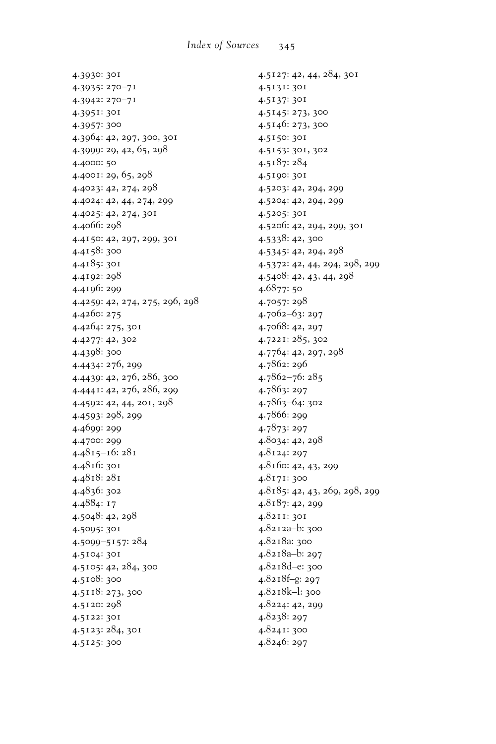4.3930: 301
4.3935: 270–71
4.3942: 270–71
4.3951: 301
4.3957: 300
4.3964: 42, 297, 300, 301
4.3999: 29, 42, 65, 298
4.4000: 50
4.4001: 29, 65, 298
4.4023: 42, 274, 298
4.4024: 42, 44, 274, 299
4.4025: 42, 274, 301
4.4066: 298
4.4150: 42, 297, 299, 301
4.4158: 300
4.4185: 301
4.4192: 298
4.4196: 299
4.4259: 42, 274, 275, 296, 298
4.4260: 275
4.4264: 275, 301
4.4277: 42, 302
4.4398: 300
4.4434: 276, 299
4.4439: 42, 276, 286, 300
4.4441: 42, 276, 286, 299
4.4592: 42, 44, 201, 298
4.4593: 298, 299
4.4699: 299
4.4700: 299
4.4815–16: 281
4.4816: 301
4.4818: 281
4.4836: 302
4.4884: 17
4.5048: 42, 298
4.5095: 301
4.5099–5157: 284
4.5104: 301
4.5105: 42, 284, 300
4.5108: 300
4.5118: 273, 300
4.5120: 298
4.5122: 301
4.5123: 284, 301
4.5125: 300
4.5127: 42, 44, 284, 301
4.5131: 301
4.5137: 301
4.5145: 273, 300
4.5146: 273, 300
4.5150: 301
4.5153: 301, 302
4.5187: 284
4.5190: 301
4.5203: 42, 294, 299
4.5204: 42, 294, 299
4.5205: 301
4.5206: 42, 294, 299, 301
4.5338: 42, 300
4.5345: 42, 294, 298
4.5372: 42, 44, 294, 298, 299
4.5408: 42, 43, 44, 298
4.6877: 50
4.7057: 298
4.7062–63: 297
4.7068: 42, 297
4.7221: 285, 302
4.7764: 42, 297, 298
4.7862: 296
4.7862–76: 285
4.7863: 297
4.7863–64: 302
4.7866: 299
4.7873: 297
4.8034: 42, 298
4.8124: 297
4.8160: 42, 43, 299
4.8171: 300
4.8185: 42, 43, 269, 298, 299
4.8187: 42, 299
4.8211: 301
4.8212a–b: 300
4.8218a: 300
4.8218a–b: 297
4.8218d–e: 300
4.8218f–g: 297
4.8218k–l: 300
4.8224: 42, 299
4.8238: 297
4.8241: 300
4.8246: 297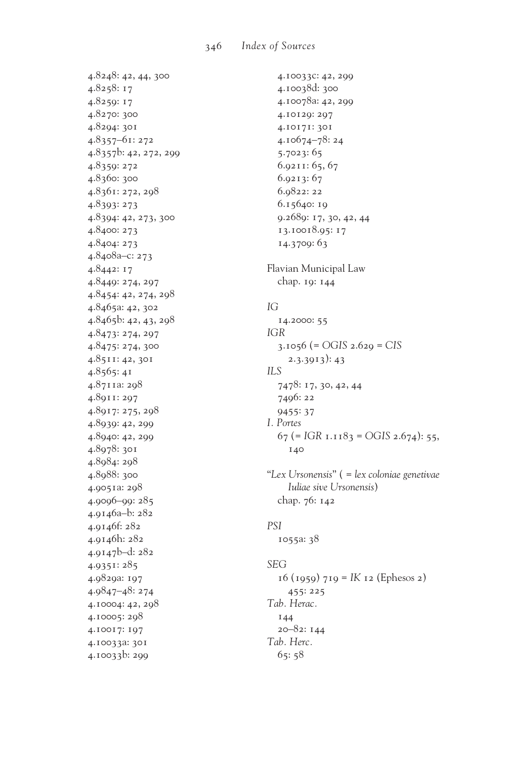4.8248: 42, 44, 300
4.8258: 17
4.8259: 17
4.8270: 300
4.8294: 301
4.8357–61: 272
4.8357b: 42, 272, 299
4.8359: 272
4.8360: 300
4.8361: 272, 298
4.8393: 273
4.8394: 42, 273, 300
4.8400: 273
4.8404: 273
4.8408a–c: 273
4.8442: 17
4.8449: 274, 297
4.8454: 42, 274, 298
4.8465a: 42, 302
4.8465b: 42, 43, 298
4.8473: 274, 297
4.8475: 274, 300
4.8511: 42, 301
4.8565: 41
4.8711a: 298
4.8911: 297
4.8917: 275, 298
4.8939: 42, 299
4.8940: 42, 299
4.8978: 301
4.8984: 298
4.8988: 300
4.9051a: 298
4.9096–99: 285
4.9146a–b: 282
4.9146f: 282
4.9146h: 282
4.9147b–d: 282
4.9351: 285
4.9829a: 197
4.9847–48: 274
4.10004: 42, 298
4.10005: 298
4.10017: 197
4.10033a: 301
4.10033b: 299
4.10033c: 42, 299
4.10038d: 300
4.10078a: 42, 299
4.10129: 297
4.10171: 301
4.10674–78: 24
5.7023: 65
6.9211: 65, 67
6.9213: 67
6.9822: 22
6.15640: 19
9.2689: 17, 30, 42, 44
13.10018.95: 17
14.3709: 63

Flavian Municipal Law
chap. 19: 144

*IG*
14.2000: 55

*IGR*
3.1056 (= *OGIS* 2.629 = *CIS* 2.3.3913): 43

*ILS*
7478: 17, 30, 42, 44
7496: 22
9455: 37

*I. Portes*
67 (= *IGR* 1.1183 = *OGIS* 2.674): 55, 140

"*Lex Ursonensis*" ( = *lex coloniae genetivae Iuliae sive Ursonensis*)
chap. 76: 142

*PSI*
1055a: 38

*SEG*
16 (1959) 719 = *IK* 12 (Ephesos 2) 455: 225

*Tab. Herac.*
144
20–82: 144

*Tab. Herc.*
65: 58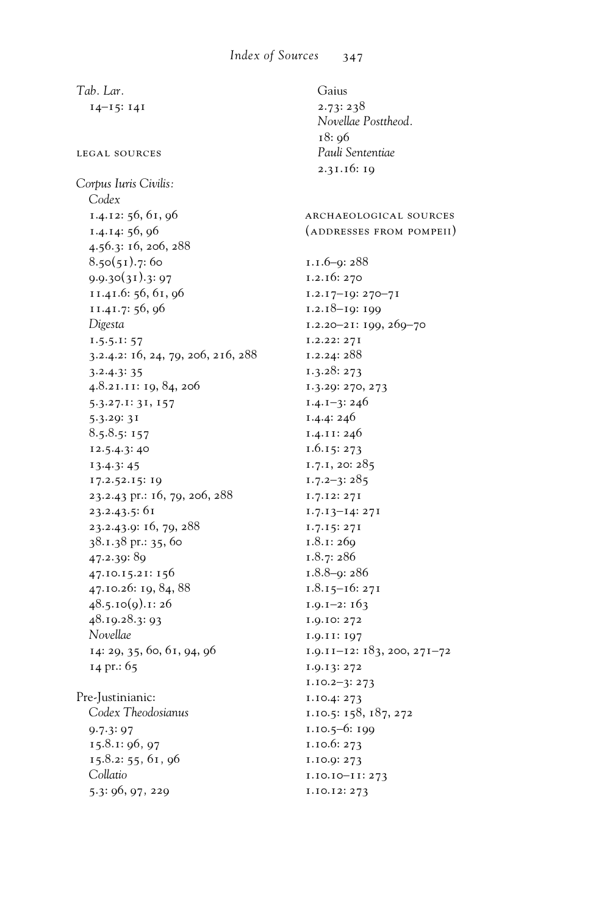*Tab. Lar.*
14–15: 141

LEGAL SOURCES

*Corpus Iuris Civilis:*
*Codex*
1.4.12: 56, 61, 96
1.4.14: 56, 96
4.56.3: 16, 206, 288
8.50(51).7: 60
9.9.30(31).3: 97
11.41.6: 56, 61, 96
11.41.7: 56, 96
*Digesta*
1.5.5.1: 57
3.2.4.2: 16, 24, 79, 206, 216, 288
3.2.4.3: 35
4.8.21.11: 19, 84, 206
5.3.27.1: 31, 157
5.3.29: 31
8.5.8.5: 157
12.5.4.3: 40
13.4.3: 45
17.2.52.15: 19
23.2.43 pr.: 16, 79, 206, 288
23.2.43.5: 61
23.2.43.9: 16, 79, 288
38.1.38 pr.: 35, 60
47.2.39: 89
47.10.15.21: 156
47.10.26: 19, 84, 88
48.5.10(9).1: 26
48.19.28.3: 93
*Novellae*
14: 29, 35, 60, 61, 94, 96
14 pr.: 65

Pre-Justinianic:
*Codex Theodosianus*
9.7.3: 97
15.8.1: 96, 97
15.8.2: 55, 61, 96
*Collatio*
5.3: 96, 97, 229

Gaius
2.73: 238
*Novellae Posttheod.*
18: 96
*Pauli Sententiae*
2.31.16: 19

ARCHAEOLOGICAL SOURCES (ADDRESSES FROM POMPEII)

1.1.6–9: 288
1.2.16: 270
1.2.17–19: 270–71
1.2.18–19: 199
1.2.20–21: 199, 269–70
1.2.22: 271
1.2.24: 288
1.3.28: 273
1.3.29: 270, 273
1.4.1–3: 246
1.4.4: 246
1.4.11: 246
1.6.15: 273
1.7.1, 20: 285
1.7.2–3: 285
1.7.12: 271
1.7.13–14: 271
1.7.15: 271
1.8.1: 269
1.8.7: 286
1.8.8–9: 286
1.8.15–16: 271
1.9.1–2: 163
1.9.10: 272
1.9.11: 197
1.9.11–12: 183, 200, 271–72
1.9.13: 272
1.10.2–3: 273
1.10.4: 273
1.10.5: 158, 187, 272
1.10.5–6: 199
1.10.6: 273
1.10.9: 273
1.10.10–11: 273
1.10.12: 273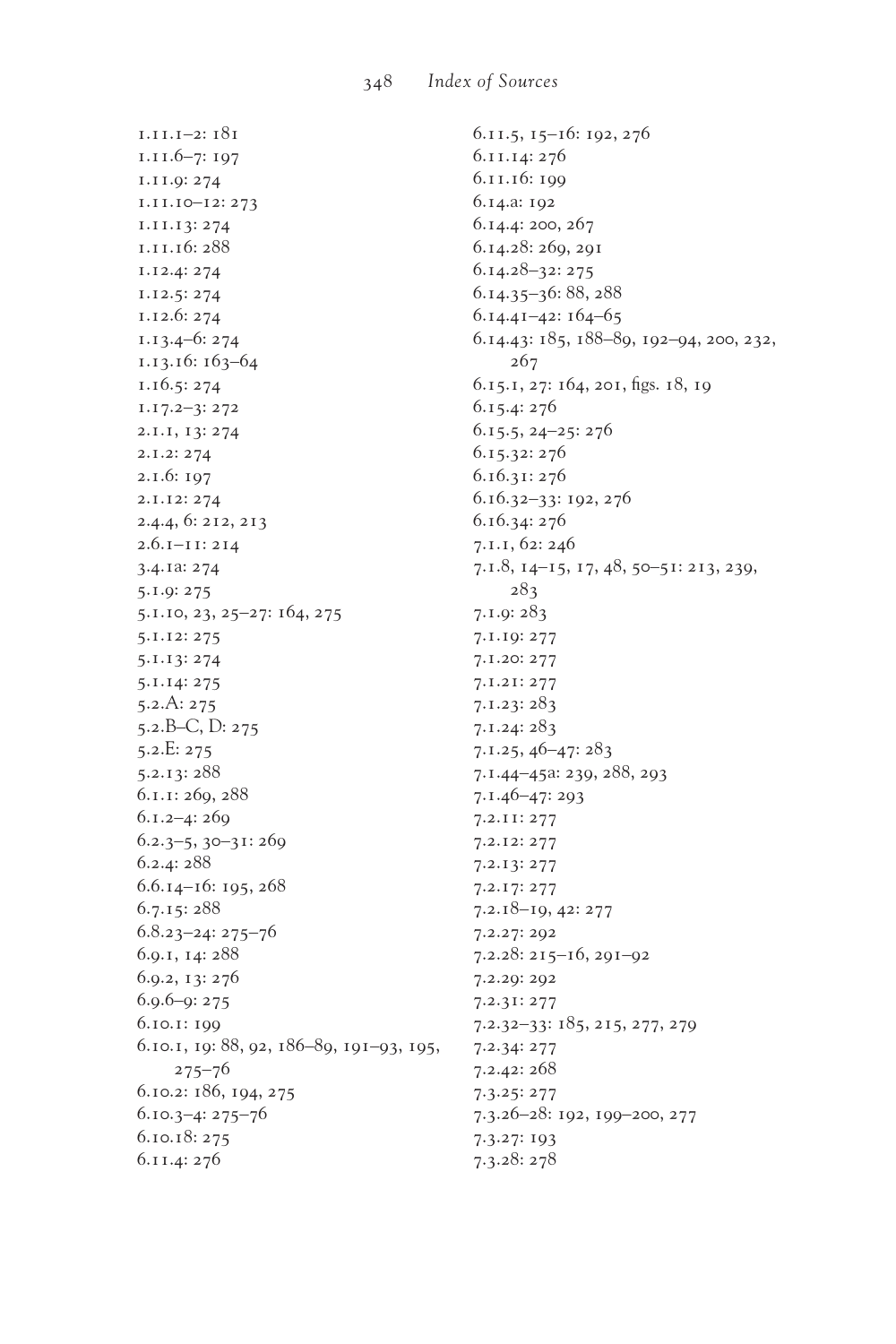1.11.1–2: 181
1.11.6–7: 197
1.11.9: 274
1.11.10–12: 273
1.11.13: 274
1.11.16: 288
1.12.4: 274
1.12.5: 274
1.12.6: 274
1.13.4–6: 274
1.13.16: 163–64
1.16.5: 274
1.17.2–3: 272
2.1.1, 13: 274
2.1.2: 274
2.1.6: 197
2.1.12: 274
2.4.4, 6: 212, 213
2.6.1–11: 214
3.4.1a: 274
5.1.9: 275
5.1.10, 23, 25–27: 164, 275
5.1.12: 275
5.1.13: 274
5.1.14: 275
5.2.A: 275
5.2.B–C, D: 275
5.2.E: 275
5.2.13: 288
6.1.1: 269, 288
6.1.2–4: 269
6.2.3–5, 30–31: 269
6.2.4: 288
6.6.14–16: 195, 268
6.7.15: 288
6.8.23–24: 275–76
6.9.1, 14: 288
6.9.2, 13: 276
6.9.6–9: 275
6.10.1: 199
6.10.1, 19: 88, 92, 186–89, 191–93, 195, 275–76
6.10.2: 186, 194, 275
6.10.3–4: 275–76
6.10.18: 275
6.11.4: 276
6.11.5, 15–16: 192, 276
6.11.14: 276
6.11.16: 199
6.14.a: 192
6.14.4: 200, 267
6.14.28: 269, 291
6.14.28–32: 275
6.14.35–36: 88, 288
6.14.41–42: 164–65
6.14.43: 185, 188–89, 192–94, 200, 232, 267
6.15.1, 27: 164, 201, figs. 18, 19
6.15.4: 276
6.15.5, 24–25: 276
6.15.32: 276
6.16.31: 276
6.16.32–33: 192, 276
6.16.34: 276
7.1.1, 62: 246
7.1.8, 14–15, 17, 48, 50–51: 213, 239, 283
7.1.9: 283
7.1.19: 277
7.1.20: 277
7.1.21: 277
7.1.23: 283
7.1.24: 283
7.1.25, 46–47: 283
7.1.44–45a: 239, 288, 293
7.1.46–47: 293
7.2.11: 277
7.2.12: 277
7.2.13: 277
7.2.17: 277
7.2.18–19, 42: 277
7.2.27: 292
7.2.28: 215–16, 291–92
7.2.29: 292
7.2.31: 277
7.2.32–33: 185, 215, 277, 279
7.2.34: 277
7.2.42: 268
7.3.25: 277
7.3.26–28: 192, 199–200, 277
7.3.27: 193
7.3.28: 278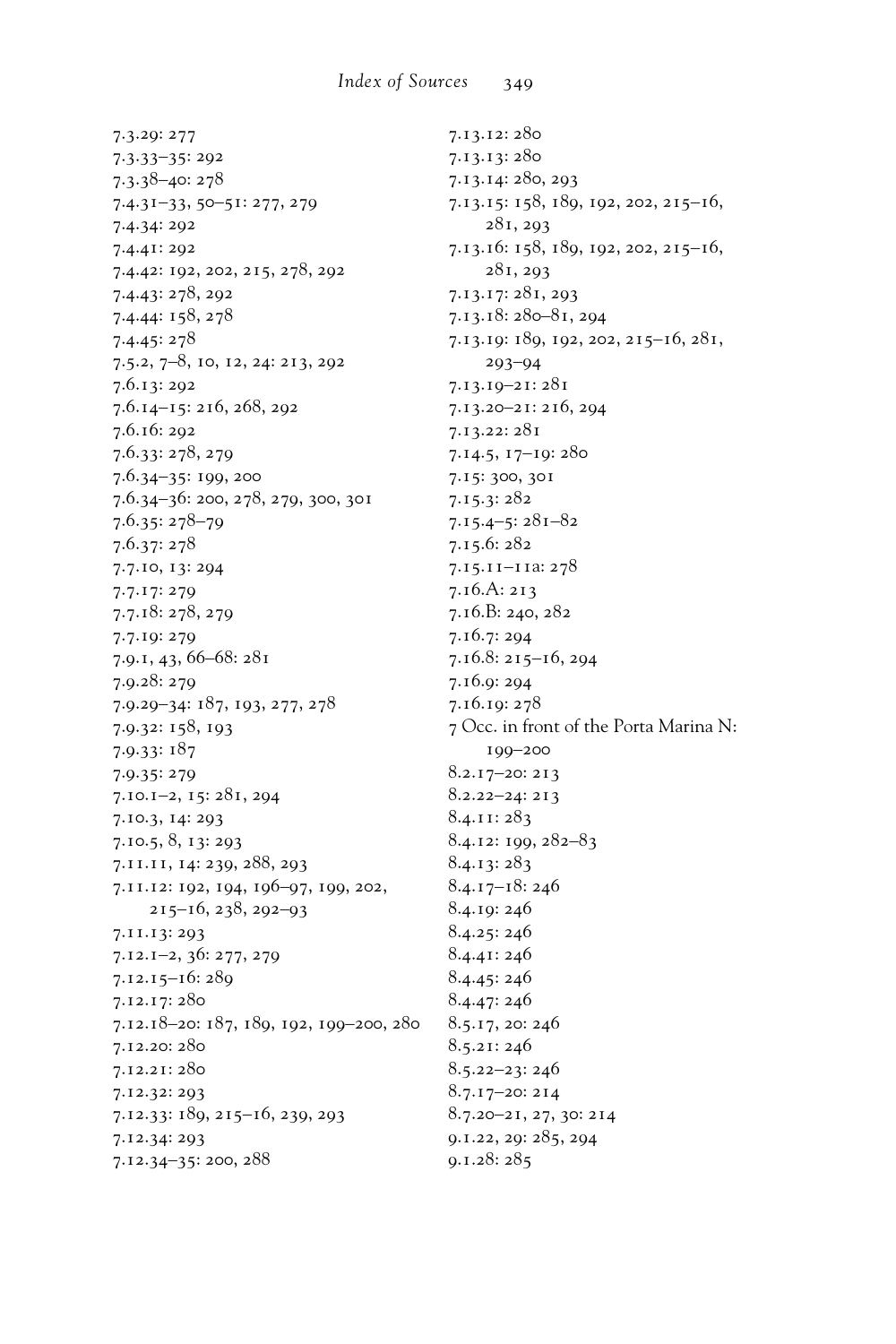7.3.29: 277
7.3.33–35: 292
7.3.38–40: 278
7.4.31–33, 50–51: 277, 279
7.4.34: 292
7.4.41: 292
7.4.42: 192, 202, 215, 278, 292
7.4.43: 278, 292
7.4.44: 158, 278
7.4.45: 278
7.5.2, 7–8, 10, 12, 24: 213, 292
7.6.13: 292
7.6.14–15: 216, 268, 292
7.6.16: 292
7.6.33: 278, 279
7.6.34–35: 199, 200
7.6.34–36: 200, 278, 279, 300, 301
7.6.35: 278–79
7.6.37: 278
7.7.10, 13: 294
7.7.17: 279
7.7.18: 278, 279
7.7.19: 279
7.9.1, 43, 66–68: 281
7.9.28: 279
7.9.29–34: 187, 193, 277, 278
7.9.32: 158, 193
7.9.33: 187
7.9.35: 279
7.10.1–2, 15: 281, 294
7.10.3, 14: 293
7.10.5, 8, 13: 293
7.11.11, 14: 239, 288, 293
7.11.12: 192, 194, 196–97, 199, 202, 215–16, 238, 292–93
7.11.13: 293
7.12.1–2, 36: 277, 279
7.12.15–16: 289
7.12.17: 280
7.12.18–20: 187, 189, 192, 199–200, 280
7.12.20: 280
7.12.21: 280
7.12.32: 293
7.12.33: 189, 215–16, 239, 293
7.12.34: 293
7.12.34–35: 200, 288
7.13.12: 280
7.13.13: 280
7.13.14: 280, 293
7.13.15: 158, 189, 192, 202, 215–16, 281, 293
7.13.16: 158, 189, 192, 202, 215–16, 281, 293
7.13.17: 281, 293
7.13.18: 280–81, 294
7.13.19: 189, 192, 202, 215–16, 281, 293–94
7.13.19–21: 281
7.13.20–21: 216, 294
7.13.22: 281
7.14.5, 17–19: 280
7.15: 300, 301
7.15.3: 282
7.15.4–5: 281–82
7.15.6: 282
7.15.11–11a: 278
7.16.A: 213
7.16.B: 240, 282
7.16.7: 294
7.16.8: 215–16, 294
7.16.9: 294
7.16.19: 278
7 Occ. in front of the Porta Marina N: 199–200
8.2.17–20: 213
8.2.22–24: 213
8.4.11: 283
8.4.12: 199, 282–83
8.4.13: 283
8.4.17–18: 246
8.4.19: 246
8.4.25: 246
8.4.41: 246
8.4.45: 246
8.4.47: 246
8.5.17, 20: 246
8.5.21: 246
8.5.22–23: 246
8.7.17–20: 214
8.7.20–21, 27, 30: 214
9.1.22, 29: 285, 294
9.1.28: 285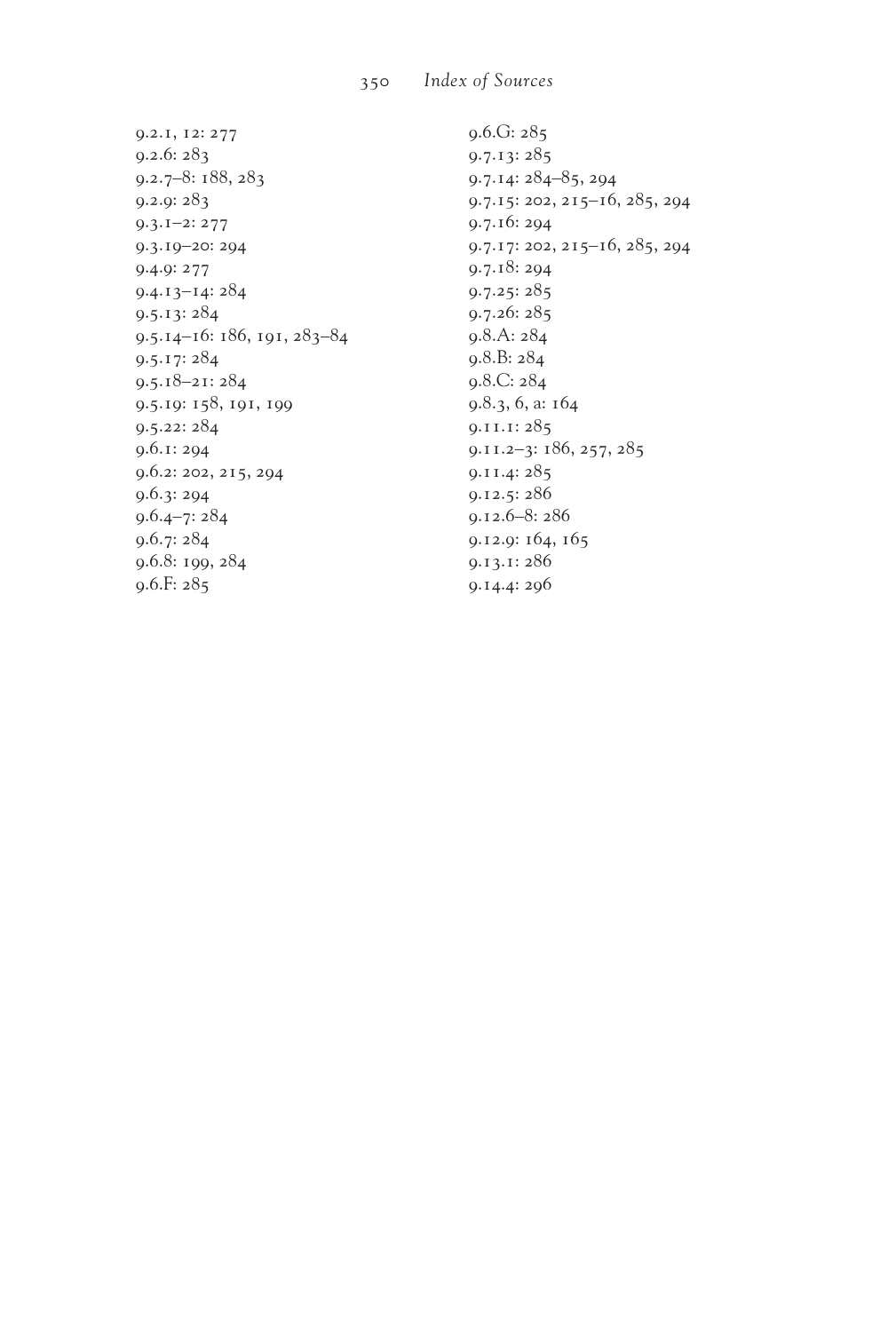9.2.1, 12: 277
9.2.6: 283
9.2.7–8: 188, 283
9.2.9: 283
9.3.1–2: 277
9.3.19–20: 294
9.4.9: 277
9.4.13–14: 284
9.5.13: 284
9.5.14–16: 186, 191, 283–84
9.5.17: 284
9.5.18–21: 284
9.5.19: 158, 191, 199
9.5.22: 284
9.6.1: 294
9.6.2: 202, 215, 294
9.6.3: 294
9.6.4–7: 284
9.6.7: 284
9.6.8: 199, 284
9.6.F: 285
9.6.G: 285
9.7.13: 285
9.7.14: 284–85, 294
9.7.15: 202, 215–16, 285, 294
9.7.16: 294
9.7.17: 202, 215–16, 285, 294
9.7.18: 294
9.7.25: 285
9.7.26: 285
9.8.A: 284
9.8.B: 284
9.8.C: 284
9.8.3, 6, a: 164
9.11.1: 285
9.11.2–3: 186, 257, 285
9.11.4: 285
9.12.5: 286
9.12.6–8: 286
9.12.9: 164, 165
9.13.1: 286
9.14.4: 296